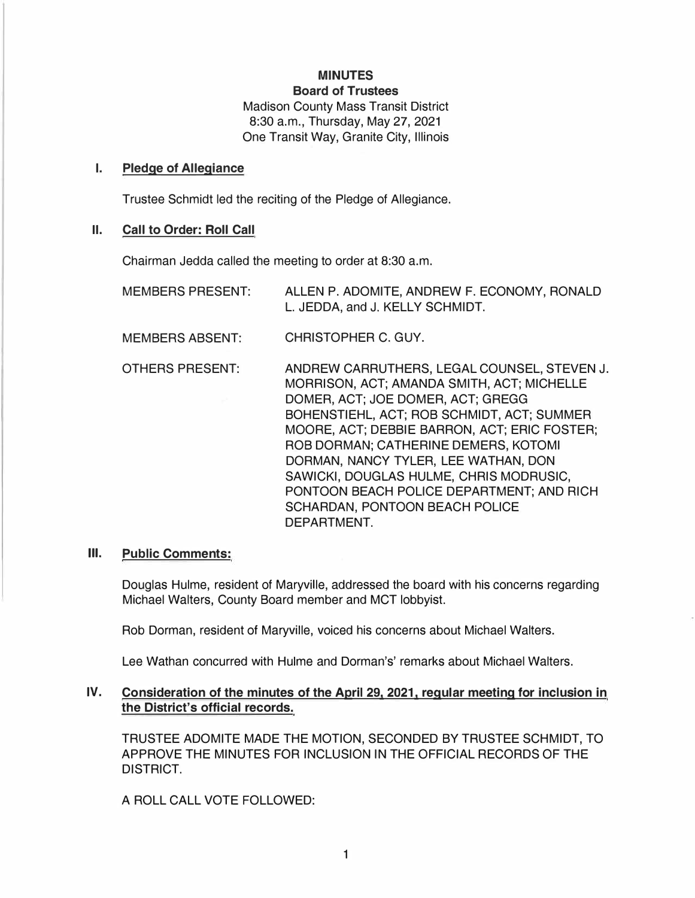# MINUTES

## Board of Trustees

Madison County Mass Transit District
8:30 a.m., Thursday, May 27, 2021
One Transit Way, Granite City, Illinois

## I. Pledge of Allegiance

Trustee Schmidt led the reciting of the Pledge of Allegiance.

## II. Call to Order: Roll Call

Chairman Jedda called the meeting to order at 8:30 a.m.

| | |
|---|---|
| MEMBERS PRESENT: | ALLEN P. ADOMITE, ANDREW F. ECONOMY, RONALD L. JEDDA, and J. KELLY SCHMIDT. |
| MEMBERS ABSENT: | CHRISTOPHER C. GUY. |
| OTHERS PRESENT: | ANDREW CARRUTHERS, LEGAL COUNSEL, STEVEN J. MORRISON, ACT; AMANDA SMITH, ACT; MICHELLE DOMER, ACT; JOE DOMER, ACT; GREGG BOHENSTIEHL, ACT; ROB SCHMIDT, ACT; SUMMER MOORE, ACT; DEBBIE BARRON, ACT; ERIC FOSTER; ROB DORMAN; CATHERINE DEMERS, KOTOMI DORMAN, NANCY TYLER, LEE WATHAN, DON SAWICKI, DOUGLAS HULME, CHRIS MODRUSIC, PONTOON BEACH POLICE DEPARTMENT; AND RICH SCHARDAN, PONTOON BEACH POLICE DEPARTMENT. |

## III. Public Comments:

Douglas Hulme, resident of Maryville, addressed the board with his concerns regarding Michael Walters, County Board member and MCT lobbyist.

Rob Dorman, resident of Maryville, voiced his concerns about Michael Walters.

Lee Wathan concurred with Hulme and Dorman's' remarks about Michael Walters.

## IV. Consideration of the minutes of the April 29, 2021, regular meeting for inclusion in the District's official records.

TRUSTEE ADOMITE MADE THE MOTION, SECONDED BY TRUSTEE SCHMIDT, TO APPROVE THE MINUTES FOR INCLUSION IN THE OFFICIAL RECORDS OF THE DISTRICT.

A ROLL CALL VOTE FOLLOWED: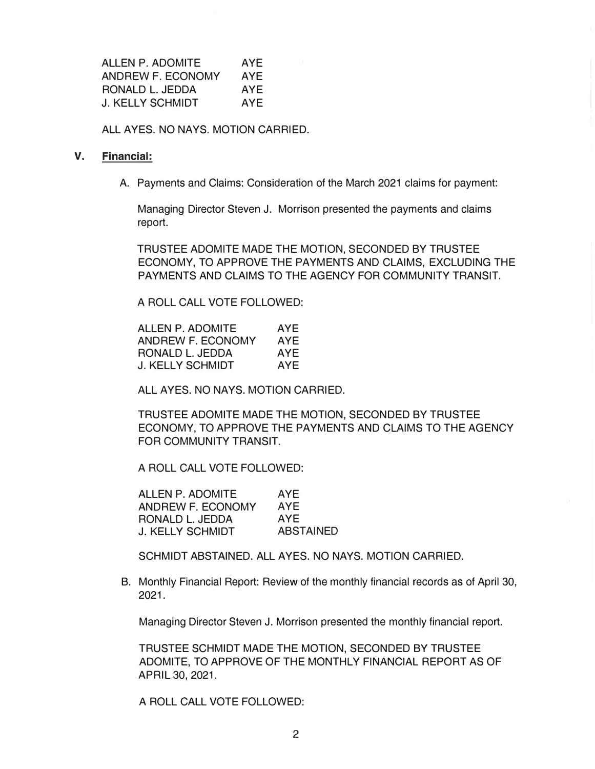| | |
|---|---|
| ALLEN P. ADOMITE | AYE |
| ANDREW F. ECONOMY | AYE |
| RONALD L. JEDDA | AYE |
| J. KELLY SCHMIDT | AYE |

ALL AYES. NO NAYS. MOTION CARRIED.

## V. Financial:

A. Payments and Claims: Consideration of the March 2021 claims for payment:

Managing Director Steven J. Morrison presented the payments and claims report.

TRUSTEE ADOMITE MADE THE MOTION, SECONDED BY TRUSTEE ECONOMY, TO APPROVE THE PAYMENTS AND CLAIMS, EXCLUDING THE PAYMENTS AND CLAIMS TO THE AGENCY FOR COMMUNITY TRANSIT.

A ROLL CALL VOTE FOLLOWED:

| | |
|---|---|
| ALLEN P. ADOMITE | AYE |
| ANDREW F. ECONOMY | AYE |
| RONALD L. JEDDA | AYE |
| J. KELLY SCHMIDT | AYE |

ALL AYES. NO NAYS. MOTION CARRIED.

TRUSTEE ADOMITE MADE THE MOTION, SECONDED BY TRUSTEE ECONOMY, TO APPROVE THE PAYMENTS AND CLAIMS TO THE AGENCY FOR COMMUNITY TRANSIT.

A ROLL CALL VOTE FOLLOWED:

| | |
|---|---|
| ALLEN P. ADOMITE | AYE |
| ANDREW F. ECONOMY | AYE |
| RONALD L. JEDDA | AYE |
| J. KELLY SCHMIDT | ABSTAINED |

SCHMIDT ABSTAINED. ALL AYES. NO NAYS. MOTION CARRIED.

B. Monthly Financial Report: Review of the monthly financial records as of April 30, 2021.

Managing Director Steven J. Morrison presented the monthly financial report.

TRUSTEE SCHMIDT MADE THE MOTION, SECONDED BY TRUSTEE ADOMITE, TO APPROVE OF THE MONTHLY FINANCIAL REPORT AS OF APRIL 30, 2021.

A ROLL CALL VOTE FOLLOWED: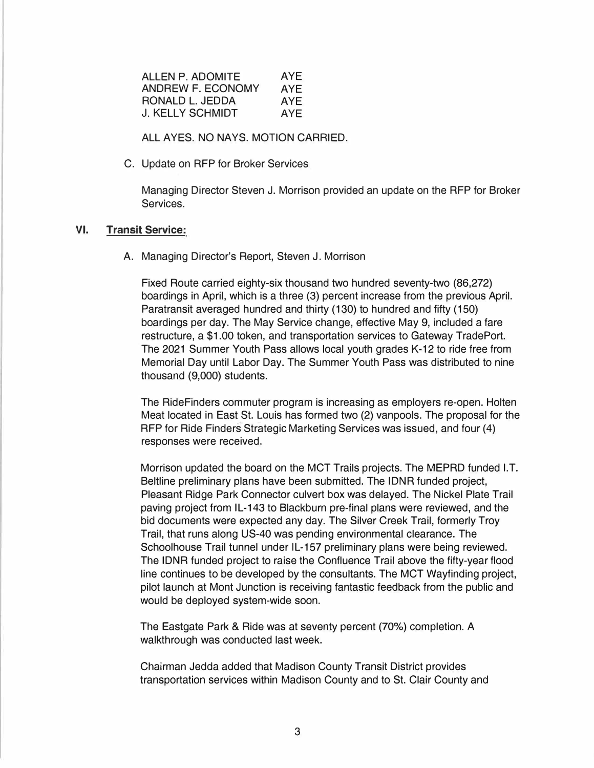| | |
|---|---|
| ALLEN P. ADOMITE | AYE |
| ANDREW F. ECONOMY | AYE |
| RONALD L. JEDDA | AYE |
| J. KELLY SCHMIDT | AYE |

ALL AYES. NO NAYS. MOTION CARRIED.

C. Update on RFP for Broker Services

Managing Director Steven J. Morrison provided an update on the RFP for Broker Services.

## VI. Transit Service:

A. Managing Director's Report, Steven J. Morrison

Fixed Route carried eighty-six thousand two hundred seventy-two (86,272) boardings in April, which is a three (3) percent increase from the previous April. Paratransit averaged hundred and thirty (130) to hundred and fifty (150) boardings per day. The May Service change, effective May 9, included a fare restructure, a $1.00 token, and transportation services to Gateway TradePort. The 2021 Summer Youth Pass allows local youth grades K-12 to ride free from Memorial Day until Labor Day. The Summer Youth Pass was distributed to nine thousand (9,000) students.

The RideFinders commuter program is increasing as employers re-open. Holten Meat located in East St. Louis has formed two (2) vanpools. The proposal for the RFP for Ride Finders Strategic Marketing Services was issued, and four (4) responses were received.

Morrison updated the board on the MCT Trails projects. The MEPRD funded I.T. Beltline preliminary plans have been submitted. The IDNR funded project, Pleasant Ridge Park Connector culvert box was delayed. The Nickel Plate Trail paving project from IL-143 to Blackburn pre-final plans were reviewed, and the bid documents were expected any day. The Silver Creek Trail, formerly Troy Trail, that runs along US-40 was pending environmental clearance. The Schoolhouse Trail tunnel under IL-157 preliminary plans were being reviewed. The IDNR funded project to raise the Confluence Trail above the fifty-year flood line continues to be developed by the consultants. The MCT Wayfinding project, pilot launch at Mont Junction is receiving fantastic feedback from the public and would be deployed system-wide soon.

The Eastgate Park & Ride was at seventy percent (70%) completion. A walkthrough was conducted last week.

Chairman Jedda added that Madison County Transit District provides transportation services within Madison County and to St. Clair County and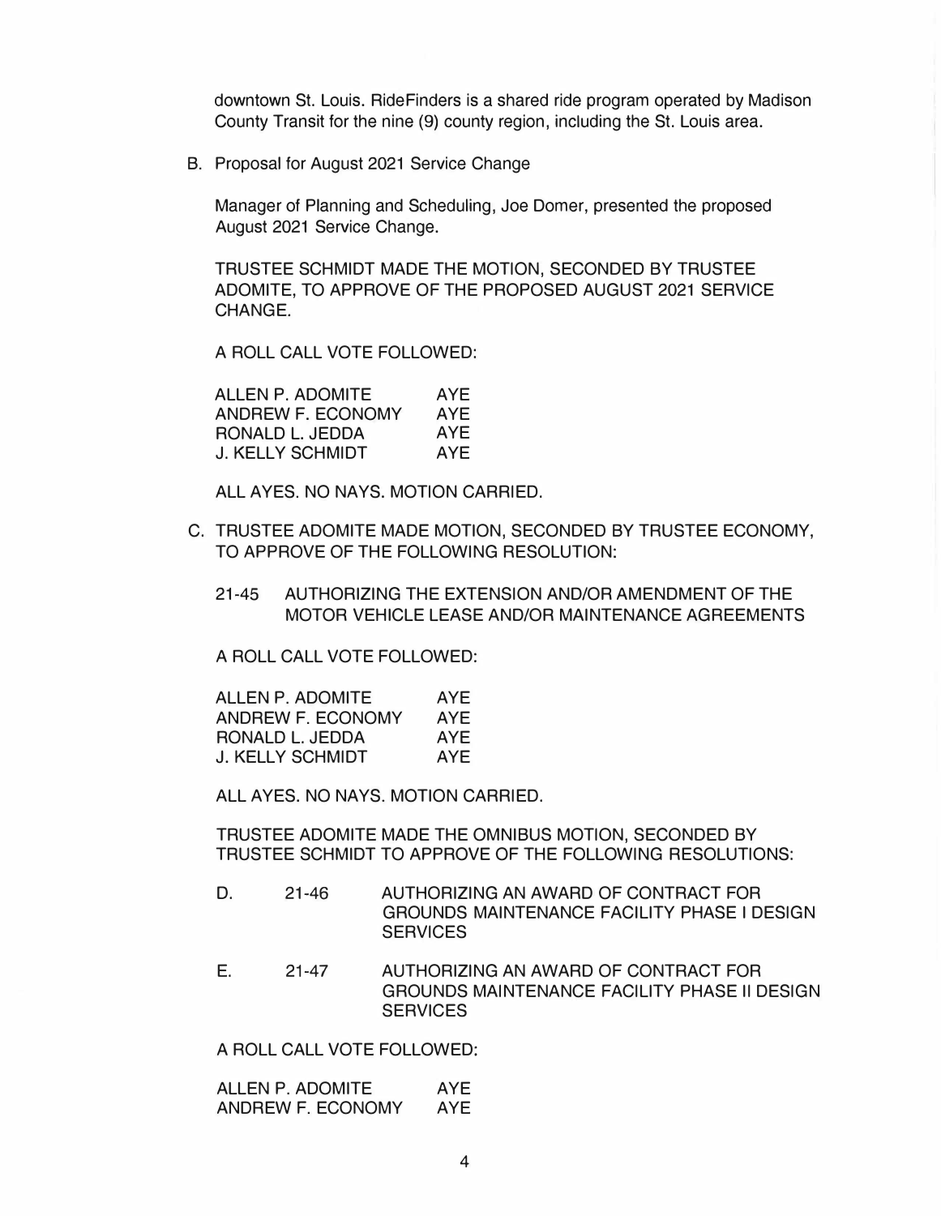downtown St. Louis. RideFinders is a shared ride program operated by Madison County Transit for the nine (9) county region, including the St. Louis area.

B. Proposal for August 2021 Service Change

Manager of Planning and Scheduling, Joe Domer, presented the proposed August 2021 Service Change.

TRUSTEE SCHMIDT MADE THE MOTION, SECONDED BY TRUSTEE ADOMITE, TO APPROVE OF THE PROPOSED AUGUST 2021 SERVICE CHANGE.

A ROLL CALL VOTE FOLLOWED:

| | |
|---|---|
| ALLEN P. ADOMITE | AYE |
| ANDREW F. ECONOMY | AYE |
| RONALD L. JEDDA | AYE |
| J. KELLY SCHMIDT | AYE |

ALL AYES. NO NAYS. MOTION CARRIED.

C. TRUSTEE ADOMITE MADE MOTION, SECONDED BY TRUSTEE ECONOMY, TO APPROVE OF THE FOLLOWING RESOLUTION:

21-45 AUTHORIZING THE EXTENSION AND/OR AMENDMENT OF THE MOTOR VEHICLE LEASE AND/OR MAINTENANCE AGREEMENTS

A ROLL CALL VOTE FOLLOWED:

| | |
|---|---|
| ALLEN P. ADOMITE | AYE |
| ANDREW F. ECONOMY | AYE |
| RONALD L. JEDDA | AYE |
| J. KELLY SCHMIDT | AYE |

ALL AYES. NO NAYS. MOTION CARRIED.

TRUSTEE ADOMITE MADE THE OMNIBUS MOTION, SECONDED BY TRUSTEE SCHMIDT TO APPROVE OF THE FOLLOWING RESOLUTIONS:

D. 21-46 AUTHORIZING AN AWARD OF CONTRACT FOR GROUNDS MAINTENANCE FACILITY PHASE I DESIGN SERVICES

E. 21-47 AUTHORIZING AN AWARD OF CONTRACT FOR GROUNDS MAINTENANCE FACILITY PHASE II DESIGN SERVICES

A ROLL CALL VOTE FOLLOWED:

| | |
|---|---|
| ALLEN P. ADOMITE | AYE |
| ANDREW F. ECONOMY | AYE |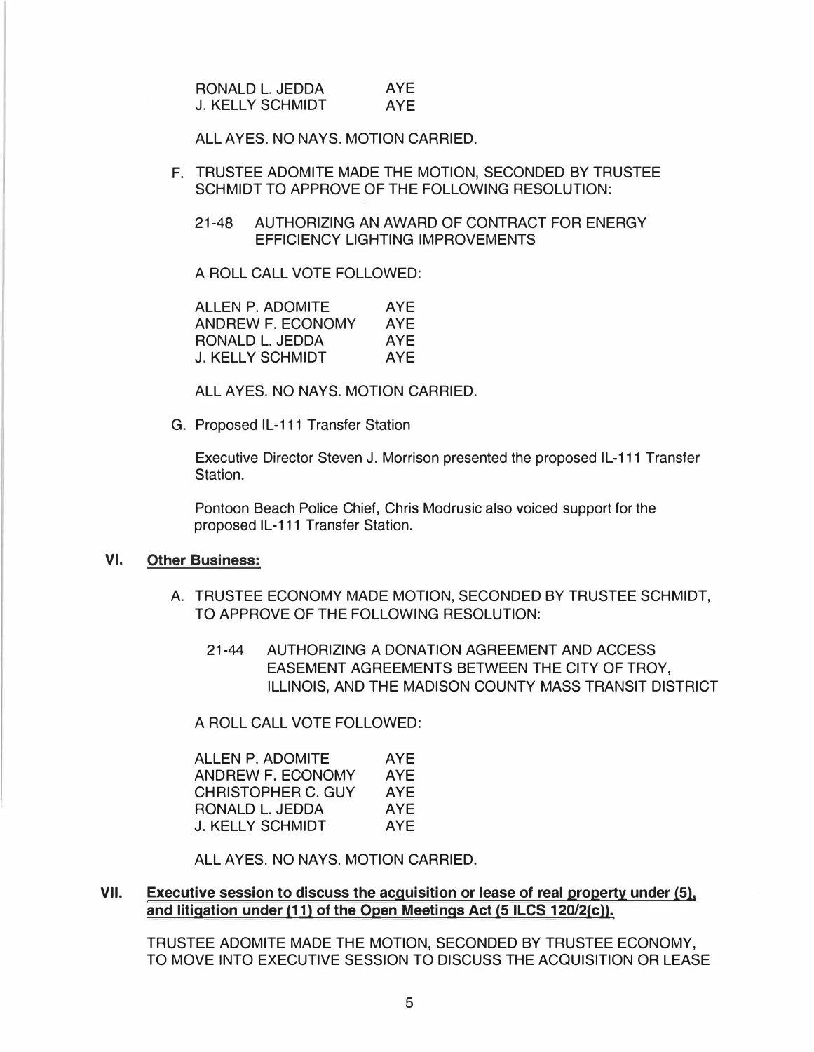| | |
|---|---|
| RONALD L. JEDDA | AYE |
| J. KELLY SCHMIDT | AYE |

ALL AYES. NO NAYS. MOTION CARRIED.

F. TRUSTEE ADOMITE MADE THE MOTION, SECONDED BY TRUSTEE SCHMIDT TO APPROVE OF THE FOLLOWING RESOLUTION:

21-48 AUTHORIZING AN AWARD OF CONTRACT FOR ENERGY EFFICIENCY LIGHTING IMPROVEMENTS

A ROLL CALL VOTE FOLLOWED:

| | |
|---|---|
| ALLEN P. ADOMITE | AYE |
| ANDREW F. ECONOMY | AYE |
| RONALD L. JEDDA | AYE |
| J. KELLY SCHMIDT | AYE |

ALL AYES. NO NAYS. MOTION CARRIED.

G. Proposed IL-111 Transfer Station

Executive Director Steven J. Morrison presented the proposed IL-111 Transfer Station.

Pontoon Beach Police Chief, Chris Modrusic also voiced support for the proposed IL-111 Transfer Station.

## VI. <u>Other Business:</u>

A. TRUSTEE ECONOMY MADE MOTION, SECONDED BY TRUSTEE SCHMIDT, TO APPROVE OF THE FOLLOWING RESOLUTION:

21-44 AUTHORIZING A DONATION AGREEMENT AND ACCESS EASEMENT AGREEMENTS BETWEEN THE CITY OF TROY, ILLINOIS, AND THE MADISON COUNTY MASS TRANSIT DISTRICT

A ROLL CALL VOTE FOLLOWED:

| | |
|---|---|
| ALLEN P. ADOMITE | AYE |
| ANDREW F. ECONOMY | AYE |
| CHRISTOPHER C. GUY | AYE |
| RONALD L. JEDDA | AYE |
| J. KELLY SCHMIDT | AYE |

ALL AYES. NO NAYS. MOTION CARRIED.

## VII. <u>Executive session to discuss the acquisition or lease of real property under (5), and litigation under (11) of the Open Meetings Act (5 ILCS 120/2(c)).</u>

TRUSTEE ADOMITE MADE THE MOTION, SECONDED BY TRUSTEE ECONOMY, TO MOVE INTO EXECUTIVE SESSION TO DISCUSS THE ACQUISITION OR LEASE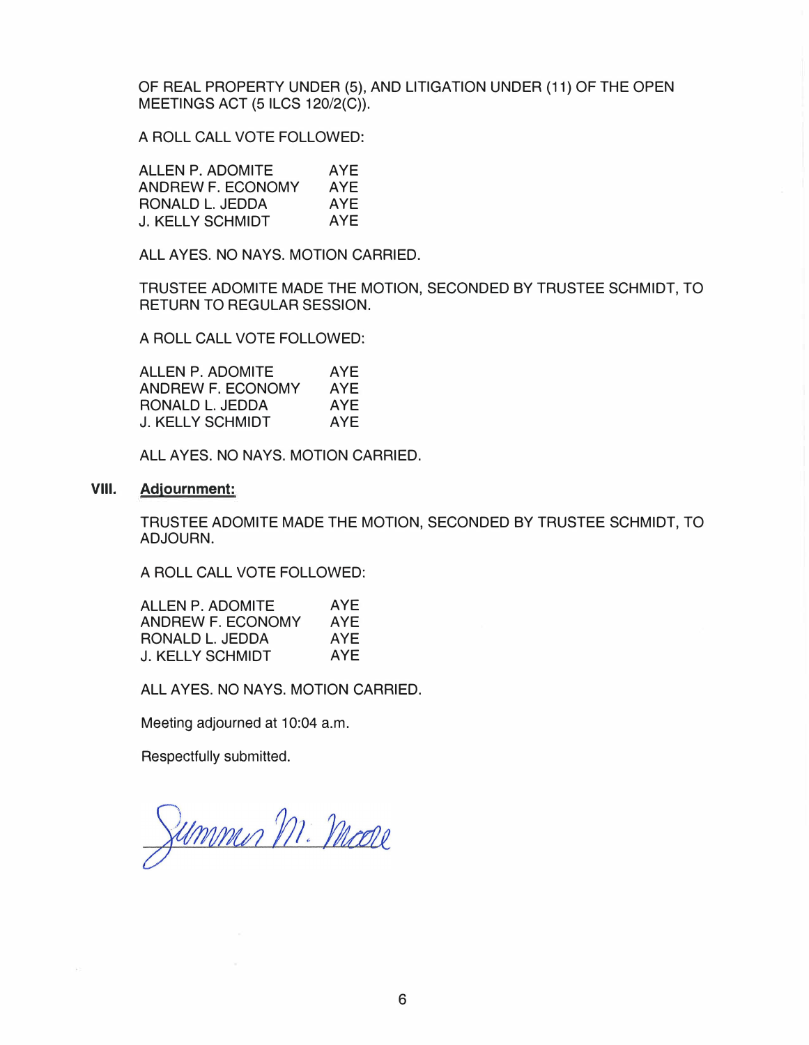OF REAL PROPERTY UNDER (5), AND LITIGATION UNDER (11) OF THE OPEN MEETINGS ACT (5 ILCS 120/2(C)).

A ROLL CALL VOTE FOLLOWED:

| | |
|---|---|
| ALLEN P. ADOMITE | AYE |
| ANDREW F. ECONOMY | AYE |
| RONALD L. JEDDA | AYE |
| J. KELLY SCHMIDT | AYE |

ALL AYES. NO NAYS. MOTION CARRIED.

TRUSTEE ADOMITE MADE THE MOTION, SECONDED BY TRUSTEE SCHMIDT, TO RETURN TO REGULAR SESSION.

A ROLL CALL VOTE FOLLOWED:

| | |
|---|---|
| ALLEN P. ADOMITE | AYE |
| ANDREW F. ECONOMY | AYE |
| RONALD L. JEDDA | AYE |
| J. KELLY SCHMIDT | AYE |

ALL AYES. NO NAYS. MOTION CARRIED.

## VIII. Adjournment:

TRUSTEE ADOMITE MADE THE MOTION, SECONDED BY TRUSTEE SCHMIDT, TO ADJOURN.

A ROLL CALL VOTE FOLLOWED:

| | |
|---|---|
| ALLEN P. ADOMITE | AYE |
| ANDREW F. ECONOMY | AYE |
| RONALD L. JEDDA | AYE |
| J. KELLY SCHMIDT | AYE |

ALL AYES. NO NAYS. MOTION CARRIED.

Meeting adjourned at 10:04 a.m.

Respectfully submitted.

Summer M. Moore